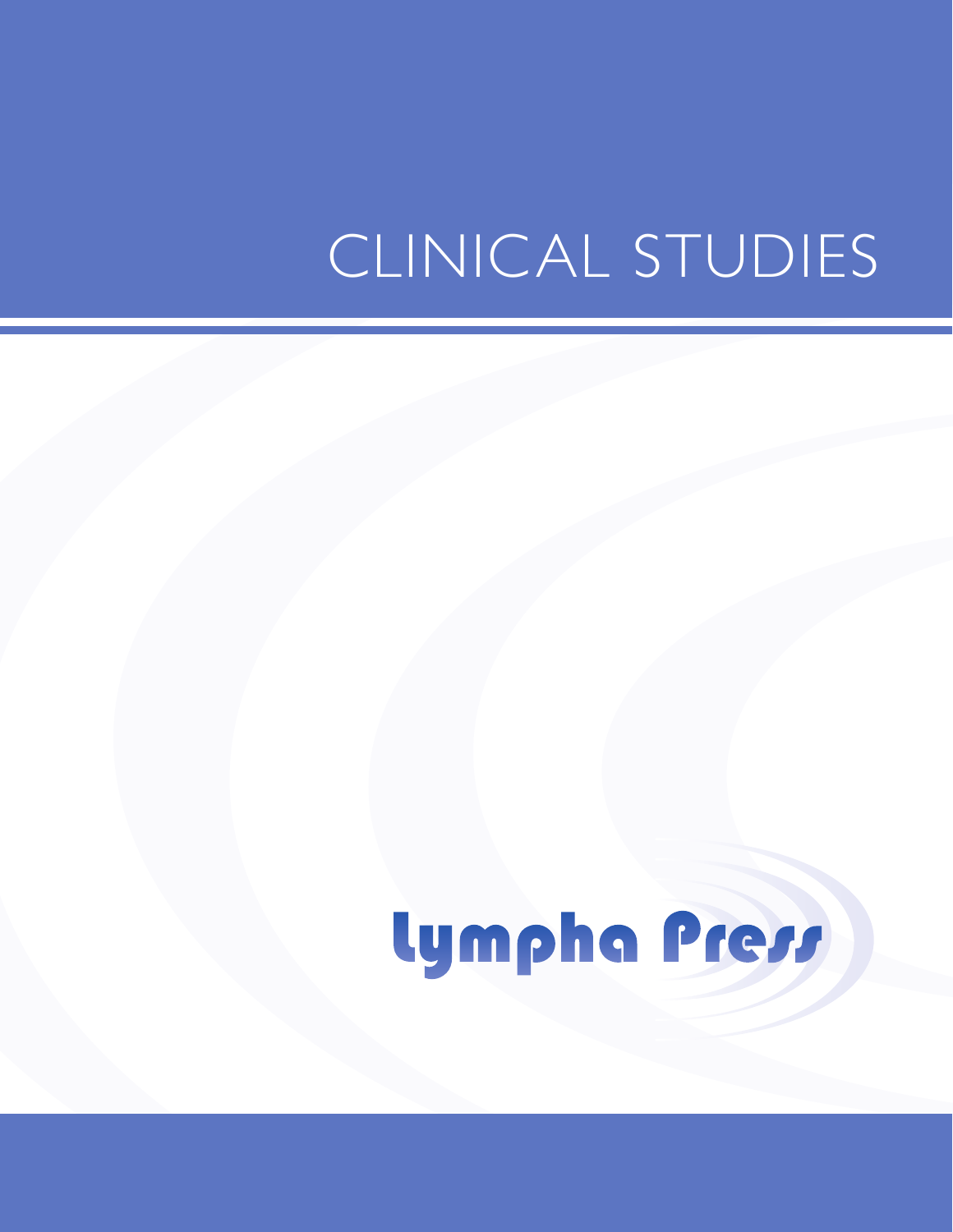# CLINICAL STUDIES

Lympha Press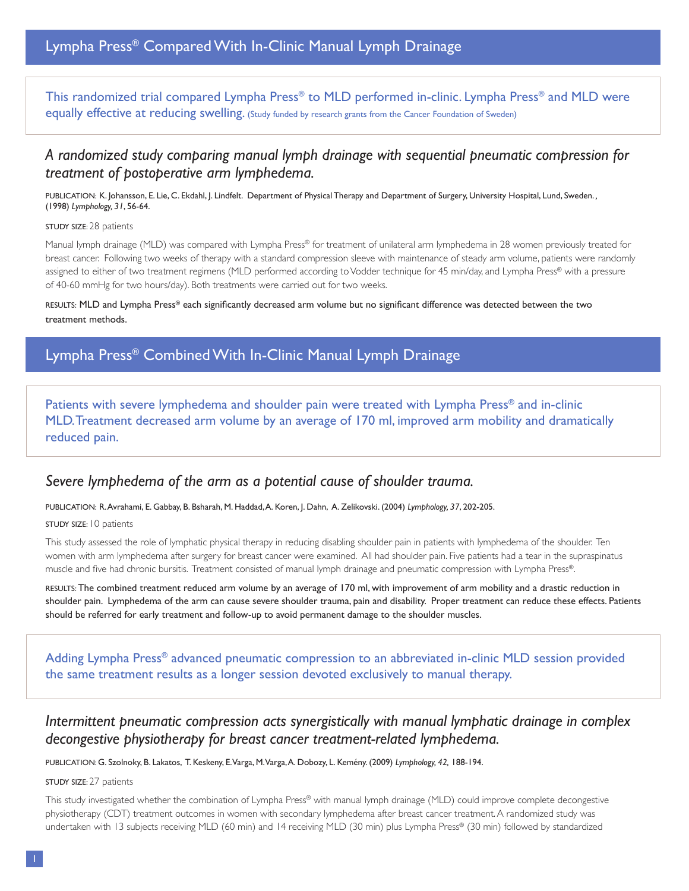## Lympha Press® Compared With In-Clinic Manual Lymph Drainage

This randomized trial compared Lympha Press® to MLD performed in-clinic. Lympha Press® and MLD were equally effective at reducing swelling. (Study funded by research grants from the Cancer Foundation of Sweden)

### *A randomized study comparing manual lymph drainage with sequential pneumatic compression for treatment of postoperative arm lymphedema.*

PUBLICATION: K. Johansson, E. Lie, C. Ekdahl, J. Lindfelt. Department of Physical Therapy and Department of Surgery, University Hospital, Lund, Sweden. , (1998) *Lymphology, 31*, 56-64.

STUDY SIZE: 28 patients

Manual lymph drainage (MLD) was compared with Lympha Press® for treatment of unilateral arm lymphedema in 28 women previously treated for breast cancer. Following two weeks of therapy with a standard compression sleeve with maintenance of steady arm volume, patients were randomly assigned to either of two treatment regimens (MLD performed according to Vodder technique for 45 min/day, and Lympha Press® with a pressure of 40-60 mmHg for two hours/day). Both treatments were carried out for two weeks.

RESULTS: MLD and Lympha Press® each significantly decreased arm volume but no significant difference was detected between the two treatment methods.

## Lympha Press® Combined With In-Clinic Manual Lymph Drainage

Patients with severe lymphedema and shoulder pain were treated with Lympha Press® and in-clinic MLD. Treatment decreased arm volume by an average of 170 ml, improved arm mobility and dramatically reduced pain.

### *Severe lymphedema of the arm as a potential cause of shoulder trauma.*

PUBLICATION: R. Avrahami, E. Gabbay, B. Bsharah, M. Haddad, A. Koren, J. Dahn, A. Zelikovski. (2004) *Lymphology, 37*, 202-205.

STUDY SIZE: 10 patients

This study assessed the role of lymphatic physical therapy in reducing disabling shoulder pain in patients with lymphedema of the shoulder. Ten women with arm lymphedema after surgery for breast cancer were examined. All had shoulder pain. Five patients had a tear in the supraspinatus muscle and five had chronic bursitis. Treatment consisted of manual lymph drainage and pneumatic compression with Lympha Press®.

RESULTS: The combined treatment reduced arm volume by an average of 170 ml, with improvement of arm mobility and a drastic reduction in shoulder pain. Lymphedema of the arm can cause severe shoulder trauma, pain and disability. Proper treatment can reduce these effects. Patients should be referred for early treatment and follow-up to avoid permanent damage to the shoulder muscles.

Adding Lympha Press® advanced pneumatic compression to an abbreviated in-clinic MLD session provided the same treatment results as a longer session devoted exclusively to manual therapy.

### *Intermittent pneumatic compression acts synergistically with manual lymphatic drainage in complex decongestive physiotherapy for breast cancer treatment-related lymphedema.*

PUBLICATION: G. Szolnoky, B. Lakatos, T. Keskeny, E. Varga, M. Varga, A. Dobozy, L. Kemény. (2009) *Lymphology, 42*, 188-194.

STUDY SIZE: 27 patients

This study investigated whether the combination of Lympha Press® with manual lymph drainage (MLD) could improve complete decongestive physiotherapy (CDT) treatment outcomes in women with secondary lymphedema after breast cancer treatment. A randomized study was undertaken with 13 subjects receiving MLD (60 min) and 14 receiving MLD (30 min) plus Lympha Press® (30 min) followed by standardized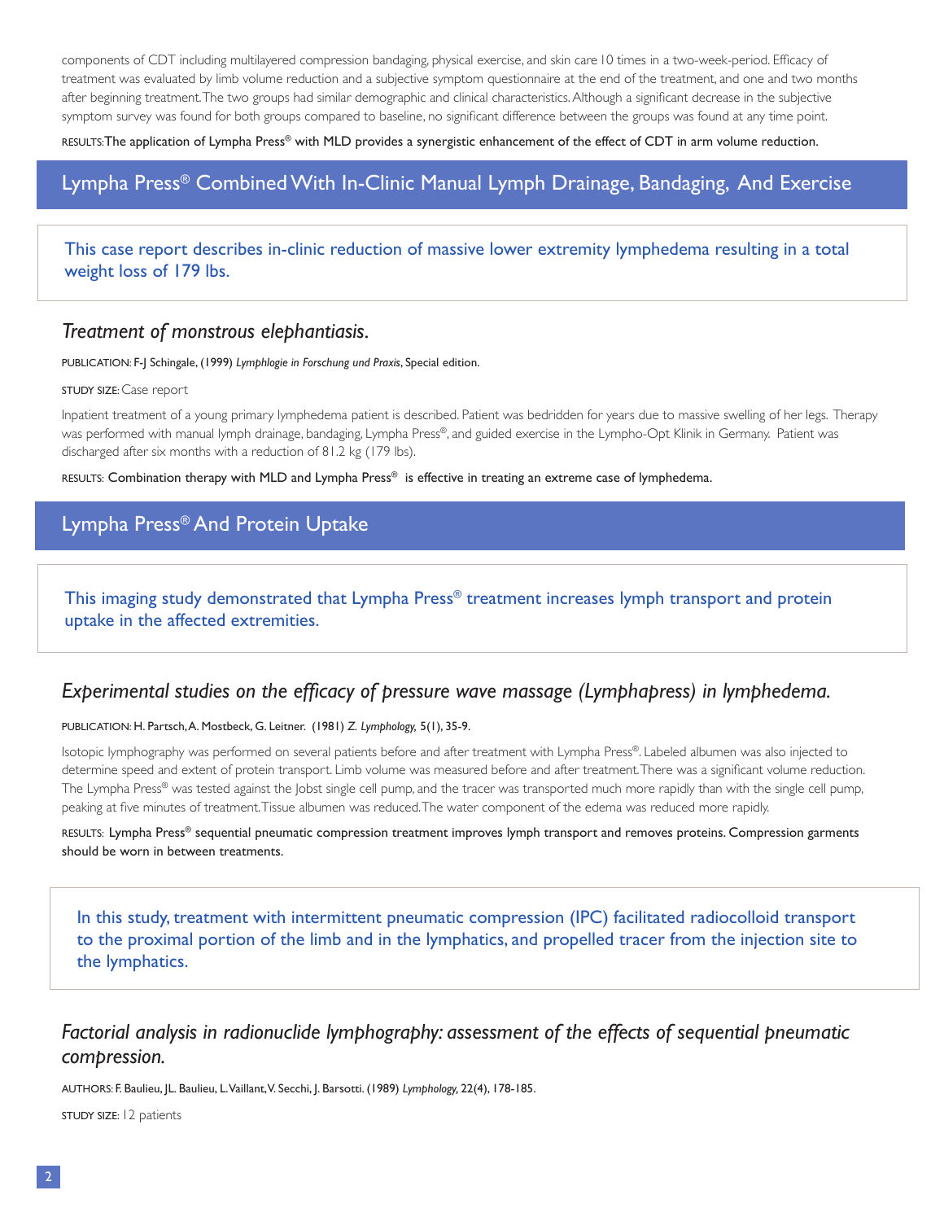components of CDT including multilayered compression bandaging, physical exercise, and skin care 10 times in a two-week-period. Efficacy of treatment was evaluated by limb volume reduction and a subjective symptom questionnaire at the end of the treatment, and one and two months after beginning treatment. The two groups had similar demographic and clinical characteristics. Although a significant decrease in the subjective symptom survey was found for both groups compared to baseline, no significant difference between the groups was found at any time point.

RESULTS: **The application of Lympha Press® with MLD provides a synergistic enhancement of the effect of CDT in arm volume reduction.**

## Lympha Press® Combined With In-Clinic Manual Lymph Drainage, Bandaging, And Exercise

This case report describes in-clinic reduction of massive lower extremity lymphedema resulting in a total weight loss of 179 lbs.

### *Treatment of monstrous elephantiasis.*

PUBLICATION: F-J Schingale, (1999) *Lymphlogie in Forschung und Praxis*, Special edition.

STUDY SIZE: Case report

Inpatient treatment of a young primary lymphedema patient is described. Patient was bedridden for years due to massive swelling of her legs. Therapy was performed with manual lymph drainage, bandaging, Lympha Press®, and guided exercise in the Lympho-Opt Klinik in Germany. Patient was discharged after six months with a reduction of 81.2 kg (179 lbs).

RESULTS: **Combination therapy with MLD and Lympha Press® is effective in treating an extreme case of lymphedema.**

## Lympha Press® And Protein Uptake

This imaging study demonstrated that Lympha Press® treatment increases lymph transport and protein uptake in the affected extremities.

### *Experimental studies on the efficacy of pressure wave massage (Lymphapress) in lymphedema.*

PUBLICATION: H. Partsch, A. Mostbeck, G. Leitner. (1981) *Z. Lymphology,* 5(1), 35-9.

Isotopic lymphography was performed on several patients before and after treatment with Lympha Press®. Labeled albumen was also injected to determine speed and extent of protein transport. Limb volume was measured before and after treatment. There was a significant volume reduction. The Lympha Press® was tested against the Jobst single cell pump, and the tracer was transported much more rapidly than with the single cell pump, peaking at five minutes of treatment. Tissue albumen was reduced. The water component of the edema was reduced more rapidly.

RESULTS: **Lympha Press® sequential pneumatic compression treatment improves lymph transport and removes proteins. Compression garments should be worn in between treatments.**

In this study, treatment with intermittent pneumatic compression (IPC) facilitated radiocolloid transport to the proximal portion of the limb and in the lymphatics, and propelled tracer from the injection site to the lymphatics.

### *Factorial analysis in radionuclide lymphography: assessment of the effects of sequential pneumatic compression.*

AUTHORS: F. Baulieu, JL. Baulieu, L. Vaillant, V. Secchi, J. Barsotti. (1989) *Lymphology,* 22(4), 178-185.

STUDY SIZE: 12 patients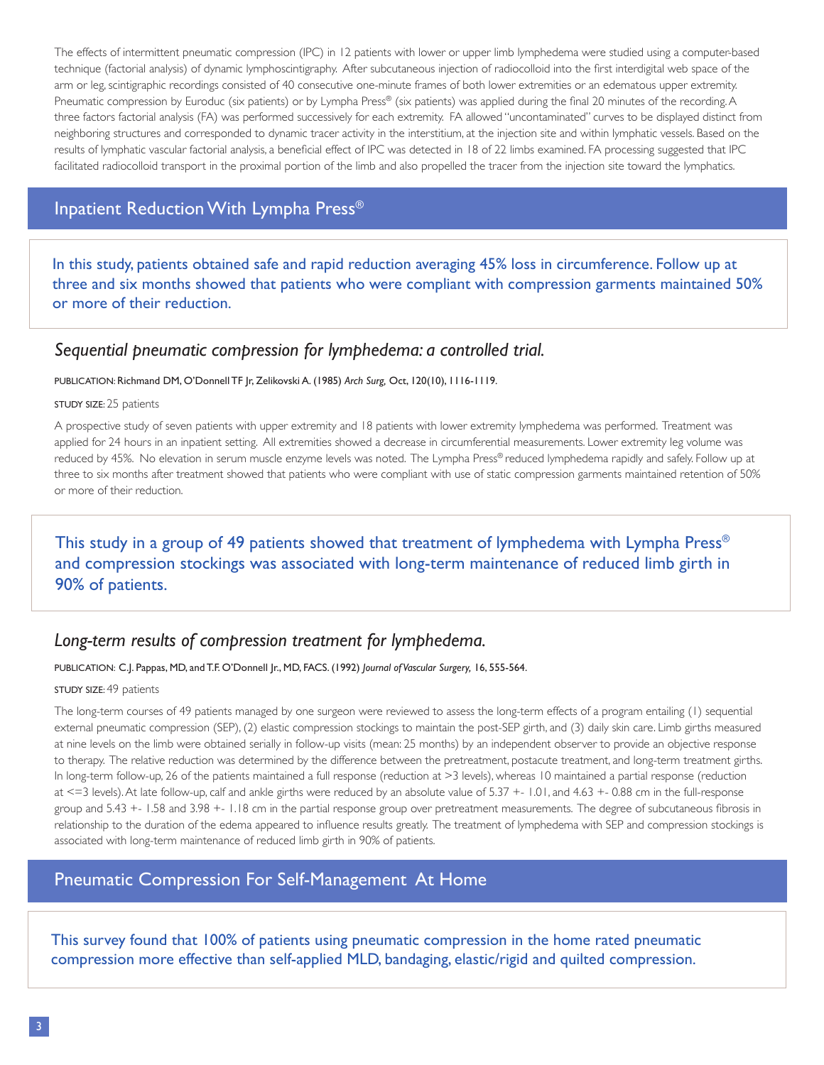The effects of intermittent pneumatic compression (IPC) in 12 patients with lower or upper limb lymphedema were studied using a computer-based technique (factorial analysis) of dynamic lymphoscintigraphy. After subcutaneous injection of radiocolloid into the first interdigital web space of the arm or leg, scintigraphic recordings consisted of 40 consecutive one-minute frames of both lower extremities or an edematous upper extremity. Pneumatic compression by Euroduc (six patients) or by Lympha Press® (six patients) was applied during the final 20 minutes of the recording. A three factors factorial analysis (FA) was performed successively for each extremity. FA allowed "uncontaminated" curves to be displayed distinct from neighboring structures and corresponded to dynamic tracer activity in the interstitium, at the injection site and within lymphatic vessels. Based on the results of lymphatic vascular factorial analysis, a beneficial effect of IPC was detected in 18 of 22 limbs examined. FA processing suggested that IPC facilitated radiocolloid transport in the proximal portion of the limb and also propelled the tracer from the injection site toward the lymphatics.

## Inpatient Reduction With Lympha Press®

In this study, patients obtained safe and rapid reduction averaging 45% loss in circumference. Follow up at three and six months showed that patients who were compliant with compression garments maintained 50% or more of their reduction.

### *Sequential pneumatic compression for lymphedema: a controlled trial.*

PUBLICATION: Richmand DM, O'Donnell TF Jr, Zelikovski A. (1985) *Arch Surg*, Oct, 120(10), 1116-1119.

STUDY SIZE: 25 patients

A prospective study of seven patients with upper extremity and 18 patients with lower extremity lymphedema was performed. Treatment was applied for 24 hours in an inpatient setting. All extremities showed a decrease in circumferential measurements. Lower extremity leg volume was reduced by 45%. No elevation in serum muscle enzyme levels was noted. The Lympha Press® reduced lymphedema rapidly and safely. Follow up at three to six months after treatment showed that patients who were compliant with use of static compression garments maintained retention of 50% or more of their reduction.

This study in a group of 49 patients showed that treatment of lymphedema with Lympha Press® and compression stockings was associated with long-term maintenance of reduced limb girth in 90% of patients.

### *Long-term results of compression treatment for lymphedema.*

PUBLICATION: C.J. Pappas, MD, and T.F. O'Donnell Jr., MD, FACS. (1992) *Journal of Vascular Surgery*, 16, 555-564.

STUDY SIZE: 49 patients

The long-term courses of 49 patients managed by one surgeon were reviewed to assess the long-term effects of a program entailing (1) sequential external pneumatic compression (SEP), (2) elastic compression stockings to maintain the post-SEP girth, and (3) daily skin care. Limb girths measured at nine levels on the limb were obtained serially in follow-up visits (mean: 25 months) by an independent observer to provide an objective response to therapy. The relative reduction was determined by the difference between the pretreatment, postacute treatment, and long-term treatment girths. In long-term follow-up, 26 of the patients maintained a full response (reduction at >3 levels), whereas 10 maintained a partial response (reduction at <=3 levels). At late follow-up, calf and ankle girths were reduced by an absolute value of 5.37 +- 1.01, and 4.63 +- 0.88 cm in the full-response group and 5.43 +- 1.58 and 3.98 +- 1.18 cm in the partial response group over pretreatment measurements. The degree of subcutaneous fibrosis in relationship to the duration of the edema appeared to influence results greatly. The treatment of lymphedema with SEP and compression stockings is associated with long-term maintenance of reduced limb girth in 90% of patients.

## Pneumatic Compression For Self-Management At Home

This survey found that 100% of patients using pneumatic compression in the home rated pneumatic compression more effective than self-applied MLD, bandaging, elastic/rigid and quilted compression.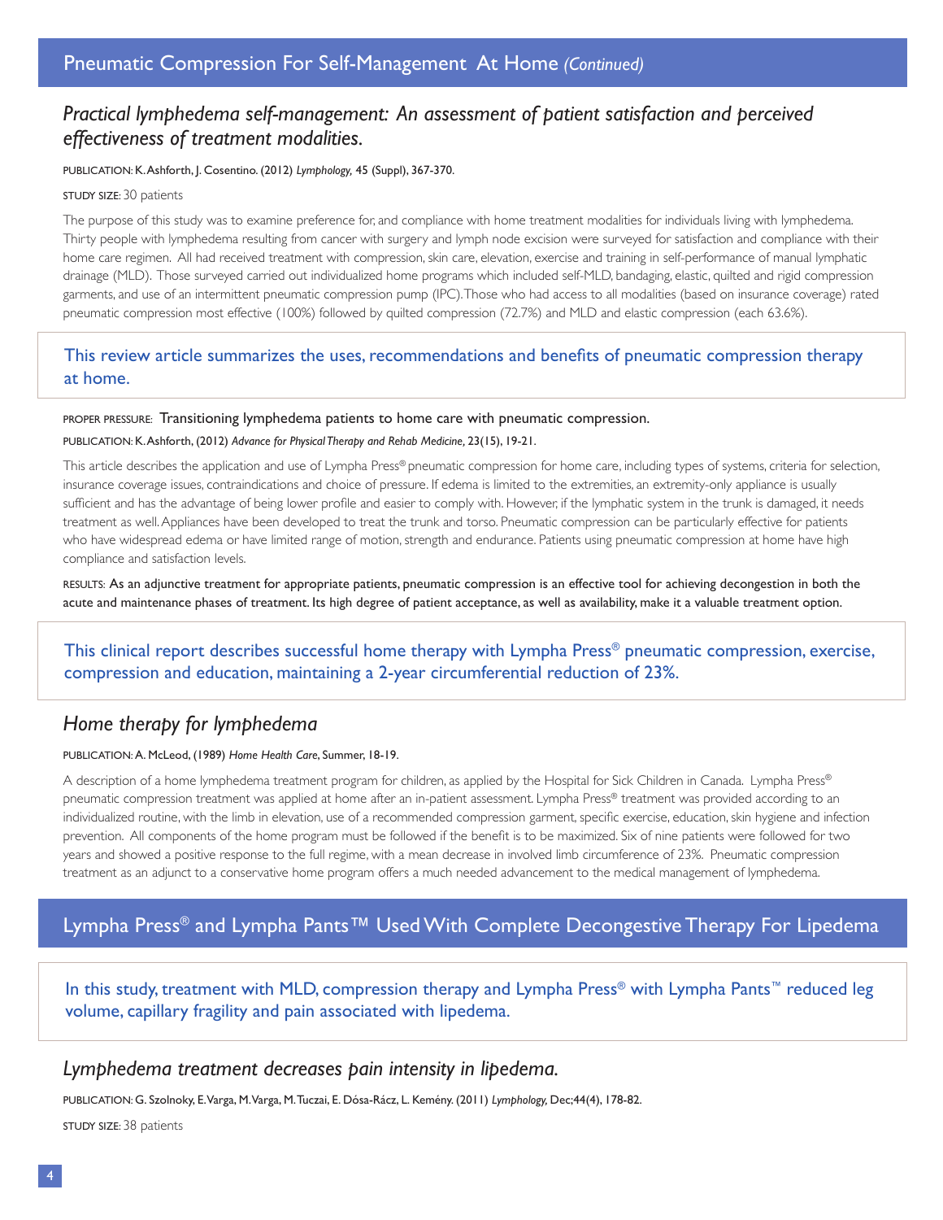## Pneumatic Compression For Self-Management At Home *(Continued)*

### *Practical lymphedema self-management: An assessment of patient satisfaction and perceived effectiveness of treatment modalities.*

PUBLICATION: K. Ashforth, J. Cosentino. (2012) *Lymphology,* 45 (Suppl), 367-370.

STUDY SIZE: 30 patients

The purpose of this study was to examine preference for, and compliance with home treatment modalities for individuals living with lymphedema. Thirty people with lymphedema resulting from cancer with surgery and lymph node excision were surveyed for satisfaction and compliance with their home care regimen. All had received treatment with compression, skin care, elevation, exercise and training in self-performance of manual lymphatic drainage (MLD). Those surveyed carried out individualized home programs which included self-MLD, bandaging, elastic, quilted and rigid compression garments, and use of an intermittent pneumatic compression pump (IPC). Those who had access to all modalities (based on insurance coverage) rated pneumatic compression most effective (100%) followed by quilted compression (72.7%) and MLD and elastic compression (each 63.6%).

This review article summarizes the uses, recommendations and benefits of pneumatic compression therapy at home.

PROPER PRESSURE: Transitioning lymphedema patients to home care with pneumatic compression.

PUBLICATION: K. Ashforth, (2012) *Advance for Physical Therapy and Rehab Medicine,* 23(15), 19-21.

This article describes the application and use of Lympha Press® pneumatic compression for home care, including types of systems, criteria for selection, insurance coverage issues, contraindications and choice of pressure. If edema is limited to the extremities, an extremity-only appliance is usually sufficient and has the advantage of being lower profile and easier to comply with. However, if the lymphatic system in the trunk is damaged, it needs treatment as well. Appliances have been developed to treat the trunk and torso. Pneumatic compression can be particularly effective for patients who have widespread edema or have limited range of motion, strength and endurance. Patients using pneumatic compression at home have high compliance and satisfaction levels.

RESULTS: As an adjunctive treatment for appropriate patients, pneumatic compression is an effective tool for achieving decongestion in both the acute and maintenance phases of treatment. Its high degree of patient acceptance, as well as availability, make it a valuable treatment option.

This clinical report describes successful home therapy with Lympha Press® pneumatic compression, exercise, compression and education, maintaining a 2-year circumferential reduction of 23%.

### *Home therapy for lymphedema*

PUBLICATION: A. McLeod, (1989) *Home Health Care*, Summer, 18-19.

A description of a home lymphedema treatment program for children, as applied by the Hospital for Sick Children in Canada. Lympha Press® pneumatic compression treatment was applied at home after an in-patient assessment. Lympha Press® treatment was provided according to an individualized routine, with the limb in elevation, use of a recommended compression garment, specific exercise, education, skin hygiene and infection prevention. All components of the home program must be followed if the benefit is to be maximized. Six of nine patients were followed for two years and showed a positive response to the full regime, with a mean decrease in involved limb circumference of 23%. Pneumatic compression treatment as an adjunct to a conservative home program offers a much needed advancement to the medical management of lymphedema.

## Lympha Press® and Lympha Pants™ Used With Complete Decongestive Therapy For Lipedema

In this study, treatment with MLD, compression therapy and Lympha Press® with Lympha Pants™ reduced leg volume, capillary fragility and pain associated with lipedema.

### *Lymphedema treatment decreases pain intensity in lipedema.*

PUBLICATION: G. Szolnoky, E. Varga, M. Varga, M. Tuczai, E. Dósa-Rácz, L. Kemény. (2011) *Lymphology,* Dec;44(4), 178-82.

STUDY SIZE: 38 patients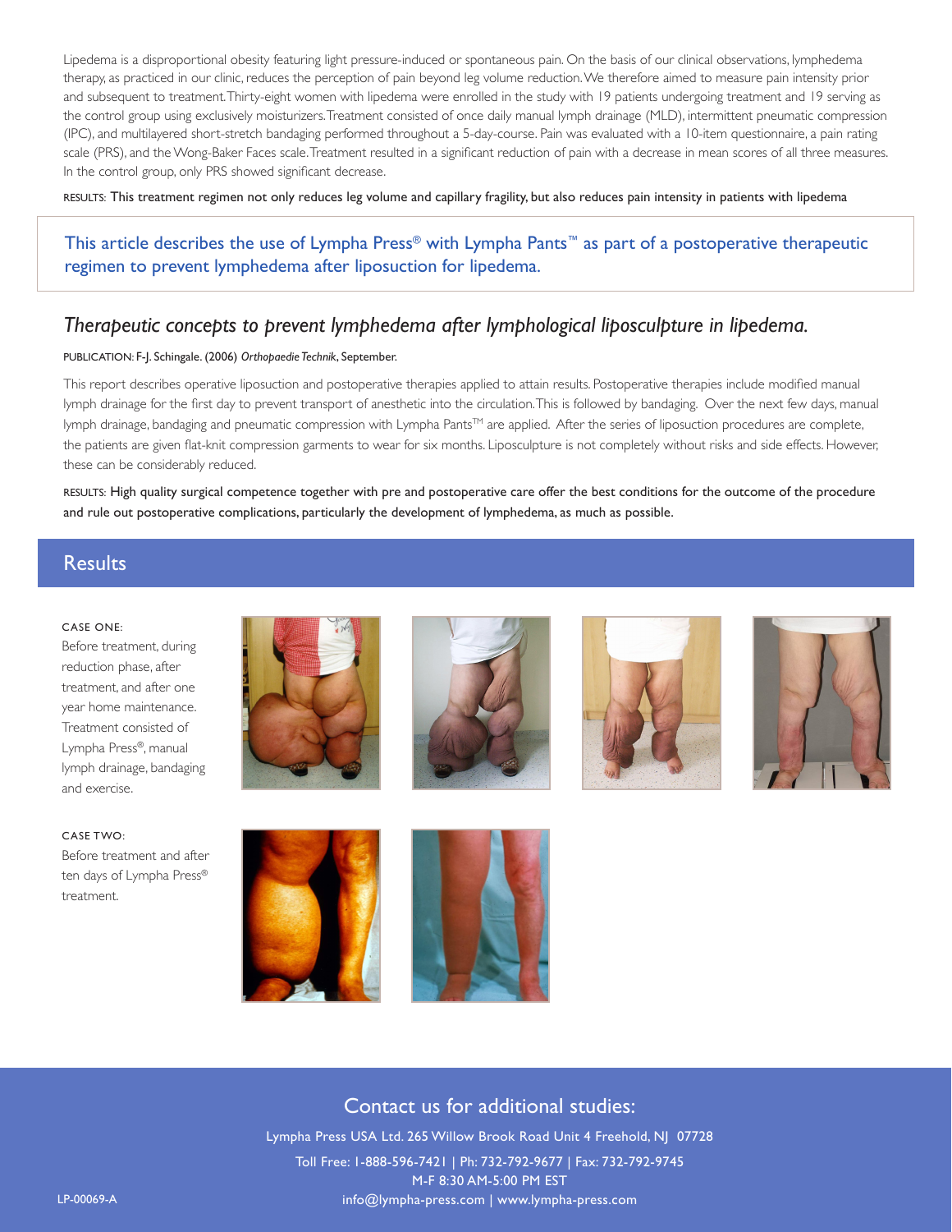Lipedema is a disproportional obesity featuring light pressure-induced or spontaneous pain. On the basis of our clinical observations, lymphedema therapy, as practiced in our clinic, reduces the perception of pain beyond leg volume reduction. We therefore aimed to measure pain intensity prior and subsequent to treatment. Thirty-eight women with lipedema were enrolled in the study with 19 patients undergoing treatment and 19 serving as the control group using exclusively moisturizers. Treatment consisted of once daily manual lymph drainage (MLD), intermittent pneumatic compression (IPC), and multilayered short-stretch bandaging performed throughout a 5-day-course. Pain was evaluated with a 10-item questionnaire, a pain rating scale (PRS), and the Wong-Baker Faces scale. Treatment resulted in a significant reduction of pain with a decrease in mean scores of all three measures. In the control group, only PRS showed significant decrease.

RESULTS: This treatment regimen not only reduces leg volume and capillary fragility, but also reduces pain intensity in patients with lipedema

This article describes the use of Lympha Press® with Lympha Pants™ as part of a postoperative therapeutic regimen to prevent lymphedema after liposuction for lipedema.

## *Therapeutic concepts to prevent lymphedema after lymphological liposculpture in lipedema.*

PUBLICATION: F-J. Schingale. (2006) *Orthopaedie Technik*, September.

This report describes operative liposuction and postoperative therapies applied to attain results. Postoperative therapies include modified manual lymph drainage for the first day to prevent transport of anesthetic into the circulation. This is followed by bandaging. Over the next few days, manual lymph drainage, bandaging and pneumatic compression with Lympha Pants™ are applied. After the series of liposuction procedures are complete, the patients are given flat-knit compression garments to wear for six months. Liposculpture is not completely without risks and side effects. However, these can be considerably reduced.

RESULTS: High quality surgical competence together with pre and postoperative care offer the best conditions for the outcome of the procedure and rule out postoperative complications, particularly the development of lymphedema, as much as possible.

## Results

CASE ONE:
Before treatment, during reduction phase, after treatment, and after one year home maintenance. Treatment consisted of Lympha Press®, manual lymph drainage, bandaging and exercise.

CASE TWO:
Before treatment and after ten days of Lympha Press® treatment.

## Contact us for additional studies:

Lympha Press USA Ltd. 265 Willow Brook Road Unit 4 Freehold, NJ 07728

Toll Free: 1-888-596-7421 | Ph: 732-792-9677 | Fax: 732-792-9745

M-F 8:30 AM-5:00 PM EST

info@lympha-press.com | www.lympha-press.com

LP-00069-A